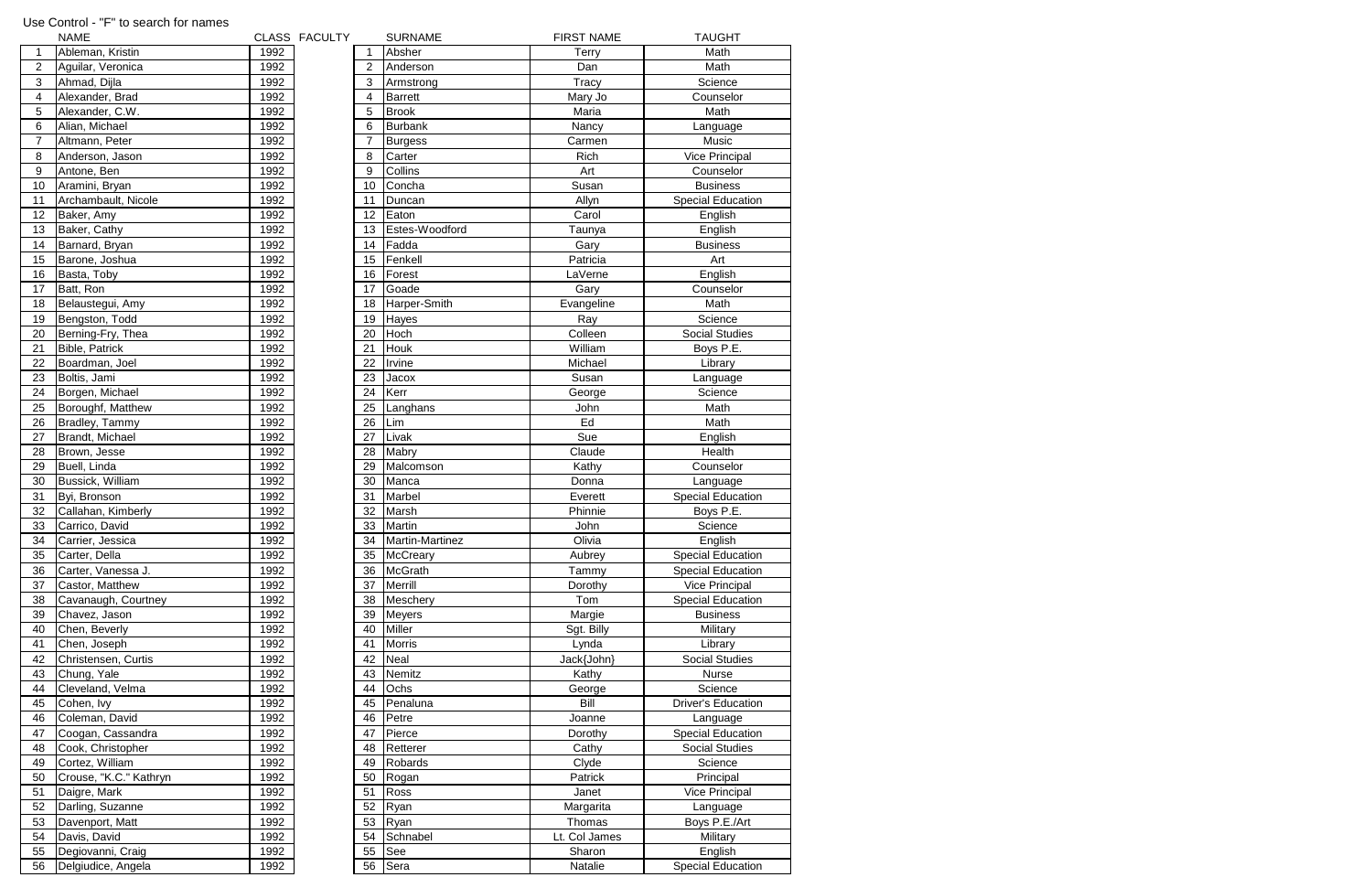Use Control - "F" to search for names

| | NAME | CLASS | FACULTY | | SURNAME | FIRST NAME | TAUGHT |
|---|---|---|---|---|---|---|---|
| 1 | Ableman, Kristin | 1992 | | 1 | Absher | Terry | Math |
| 2 | Aguilar, Veronica | 1992 | | 2 | Anderson | Dan | Math |
| 3 | Ahmad, Dijla | 1992 | | 3 | Armstrong | Tracy | Science |
| 4 | Alexander, Brad | 1992 | | 4 | Barrett | Mary Jo | Counselor |
| 5 | Alexander, C.W. | 1992 | | 5 | Brook | Maria | Math |
| 6 | Alian, Michael | 1992 | | 6 | Burbank | Nancy | Language |
| 7 | Altmann, Peter | 1992 | | 7 | Burgess | Carmen | Music |
| 8 | Anderson, Jason | 1992 | | 8 | Carter | Rich | Vice Principal |
| 9 | Antone, Ben | 1992 | | 9 | Collins | Art | Counselor |
| 10 | Aramini, Bryan | 1992 | | 10 | Concha | Susan | Business |
| 11 | Archambault, Nicole | 1992 | | 11 | Duncan | Allyn | Special Education |
| 12 | Baker, Amy | 1992 | | 12 | Eaton | Carol | English |
| 13 | Baker, Cathy | 1992 | | 13 | Estes-Woodford | Taunya | English |
| 14 | Barnard, Bryan | 1992 | | 14 | Fadda | Gary | Business |
| 15 | Barone, Joshua | 1992 | | 15 | Fenkell | Patricia | Art |
| 16 | Basta, Toby | 1992 | | 16 | Forest | LaVerne | English |
| 17 | Batt, Ron | 1992 | | 17 | Goade | Gary | Counselor |
| 18 | Belaustegui, Amy | 1992 | | 18 | Harper-Smith | Evangeline | Math |
| 19 | Bengston, Todd | 1992 | | 19 | Hayes | Ray | Science |
| 20 | Berning-Fry, Thea | 1992 | | 20 | Hoch | Colleen | Social Studies |
| 21 | Bible, Patrick | 1992 | | 21 | Houk | William | Boys P.E. |
| 22 | Boardman, Joel | 1992 | | 22 | Irvine | Michael | Library |
| 23 | Boltis, Jami | 1992 | | 23 | Jacox | Susan | Language |
| 24 | Borgen, Michael | 1992 | | 24 | Kerr | George | Science |
| 25 | Boroughf, Matthew | 1992 | | 25 | Langhans | John | Math |
| 26 | Bradley, Tammy | 1992 | | 26 | Lim | Ed | Math |
| 27 | Brandt, Michael | 1992 | | 27 | Livak | Sue | English |
| 28 | Brown, Jesse | 1992 | | 28 | Mabry | Claude | Health |
| 29 | Buell, Linda | 1992 | | 29 | Malcomson | Kathy | Counselor |
| 30 | Bussick, William | 1992 | | 30 | Manca | Donna | Language |
| 31 | Byi, Bronson | 1992 | | 31 | Marbel | Everett | Special Education |
| 32 | Callahan, Kimberly | 1992 | | 32 | Marsh | Phinnie | Boys P.E. |
| 33 | Carrico, David | 1992 | | 33 | Martin | John | Science |
| 34 | Carrier, Jessica | 1992 | | 34 | Martin-Martinez | Olivia | English |
| 35 | Carter, Della | 1992 | | 35 | McCreary | Aubrey | Special Education |
| 36 | Carter, Vanessa J. | 1992 | | 36 | McGrath | Tammy | Special Education |
| 37 | Castor, Matthew | 1992 | | 37 | Merrill | Dorothy | Vice Principal |
| 38 | Cavanaugh, Courtney | 1992 | | 38 | Meschery | Tom | Special Education |
| 39 | Chavez, Jason | 1992 | | 39 | Meyers | Margie | Business |
| 40 | Chen, Beverly | 1992 | | 40 | Miller | Sgt. Billy | Military |
| 41 | Chen, Joseph | 1992 | | 41 | Morris | Lynda | Library |
| 42 | Christensen, Curtis | 1992 | | 42 | Neal | Jack{John} | Social Studies |
| 43 | Chung, Yale | 1992 | | 43 | Nemitz | Kathy | Nurse |
| 44 | Cleveland, Velma | 1992 | | 44 | Ochs | George | Science |
| 45 | Cohen, Ivy | 1992 | | 45 | Penaluna | Bill | Driver's Education |
| 46 | Coleman, David | 1992 | | 46 | Petre | Joanne | Language |
| 47 | Coogan, Cassandra | 1992 | | 47 | Pierce | Dorothy | Special Education |
| 48 | Cook, Christopher | 1992 | | 48 | Retterer | Cathy | Social Studies |
| 49 | Cortez, William | 1992 | | 49 | Robards | Clyde | Science |
| 50 | Crouse, "K.C." Kathryn | 1992 | | 50 | Rogan | Patrick | Principal |
| 51 | Daigre, Mark | 1992 | | 51 | Ross | Janet | Vice Principal |
| 52 | Darling, Suzanne | 1992 | | 52 | Ryan | Margarita | Language |
| 53 | Davenport, Matt | 1992 | | 53 | Ryan | Thomas | Boys P.E./Art |
| 54 | Davis, David | 1992 | | 54 | Schnabel | Lt. Col James | Military |
| 55 | Degiovanni, Craig | 1992 | | 55 | See | Sharon | English |
| 56 | Delgiudice, Angela | 1992 | | 56 | Sera | Natalie | Special Education |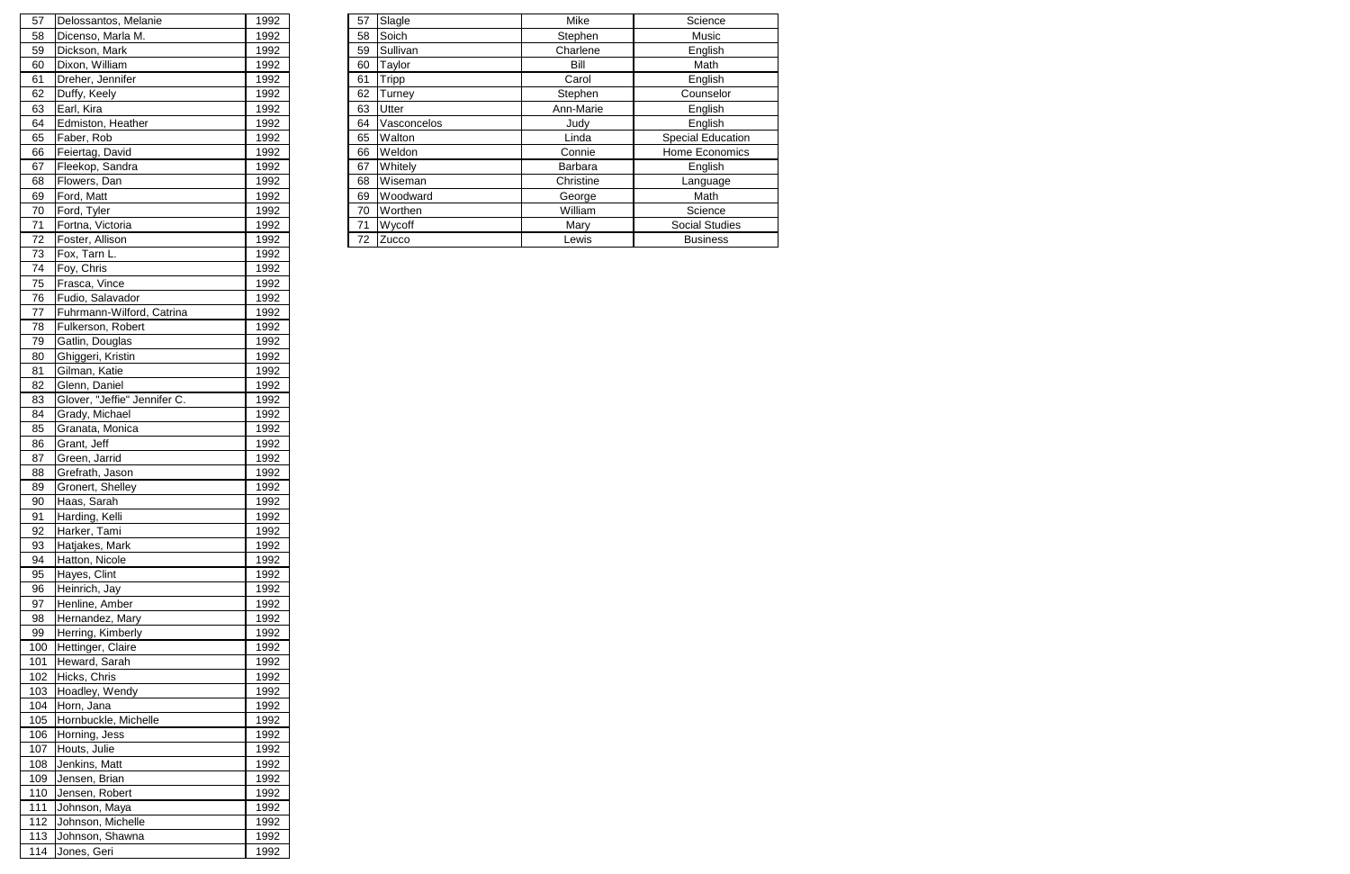| | | |
|---|---|---|
| 57 | Delossantos, Melanie | 1992 |
| 58 | Dicenso, Marla M. | 1992 |
| 59 | Dickson, Mark | 1992 |
| 60 | Dixon, William | 1992 |
| 61 | Dreher, Jennifer | 1992 |
| 62 | Duffy, Keely | 1992 |
| 63 | Earl, Kira | 1992 |
| 64 | Edmiston, Heather | 1992 |
| 65 | Faber, Rob | 1992 |
| 66 | Feiertag, David | 1992 |
| 67 | Fleekop, Sandra | 1992 |
| 68 | Flowers, Dan | 1992 |
| 69 | Ford, Matt | 1992 |
| 70 | Ford, Tyler | 1992 |
| 71 | Fortna, Victoria | 1992 |
| 72 | Foster, Allison | 1992 |
| 73 | Fox, Tarn L. | 1992 |
| 74 | Foy, Chris | 1992 |
| 75 | Frasca, Vince | 1992 |
| 76 | Fudio, Salavador | 1992 |
| 77 | Fuhrmann-Wilford, Catrina | 1992 |
| 78 | Fulkerson, Robert | 1992 |
| 79 | Gatlin, Douglas | 1992 |
| 80 | Ghiggeri, Kristin | 1992 |
| 81 | Gilman, Katie | 1992 |
| 82 | Glenn, Daniel | 1992 |
| 83 | Glover, "Jeffie" Jennifer C. | 1992 |
| 84 | Grady, Michael | 1992 |
| 85 | Granata, Monica | 1992 |
| 86 | Grant, Jeff | 1992 |
| 87 | Green, Jarrid | 1992 |
| 88 | Grefrath, Jason | 1992 |
| 89 | Gronert, Shelley | 1992 |
| 90 | Haas, Sarah | 1992 |
| 91 | Harding, Kelli | 1992 |
| 92 | Harker, Tami | 1992 |
| 93 | Hatjakes, Mark | 1992 |
| 94 | Hatton, Nicole | 1992 |
| 95 | Hayes, Clint | 1992 |
| 96 | Heinrich, Jay | 1992 |
| 97 | Henline, Amber | 1992 |
| 98 | Hernandez, Mary | 1992 |
| 99 | Herring, Kimberly | 1992 |
| 100 | Hettinger, Claire | 1992 |
| 101 | Heward, Sarah | 1992 |
| 102 | Hicks, Chris | 1992 |
| 103 | Hoadley, Wendy | 1992 |
| 104 | Horn, Jana | 1992 |
| 105 | Hornbuckle, Michelle | 1992 |
| 106 | Horning, Jess | 1992 |
| 107 | Houts, Julie | 1992 |
| 108 | Jenkins, Matt | 1992 |
| 109 | Jensen, Brian | 1992 |
| 110 | Jensen, Robert | 1992 |
| 111 | Johnson, Maya | 1992 |
| 112 | Johnson, Michelle | 1992 |
| 113 | Johnson, Shawna | 1992 |
| 114 | Jones, Geri | 1992 |

| | | | |
|---|---|---|---|
| 57 | Slagle | Mike | Science |
| 58 | Soich | Stephen | Music |
| 59 | Sullivan | Charlene | English |
| 60 | Taylor | Bill | Math |
| 61 | Tripp | Carol | English |
| 62 | Turney | Stephen | Counselor |
| 63 | Utter | Ann-Marie | English |
| 64 | Vasconcelos | Judy | English |
| 65 | Walton | Linda | Special Education |
| 66 | Weldon | Connie | Home Economics |
| 67 | Whitely | Barbara | English |
| 68 | Wiseman | Christine | Language |
| 69 | Woodward | George | Math |
| 70 | Worthen | William | Science |
| 71 | Wycoff | Mary | Social Studies |
| 72 | Zucco | Lewis | Business |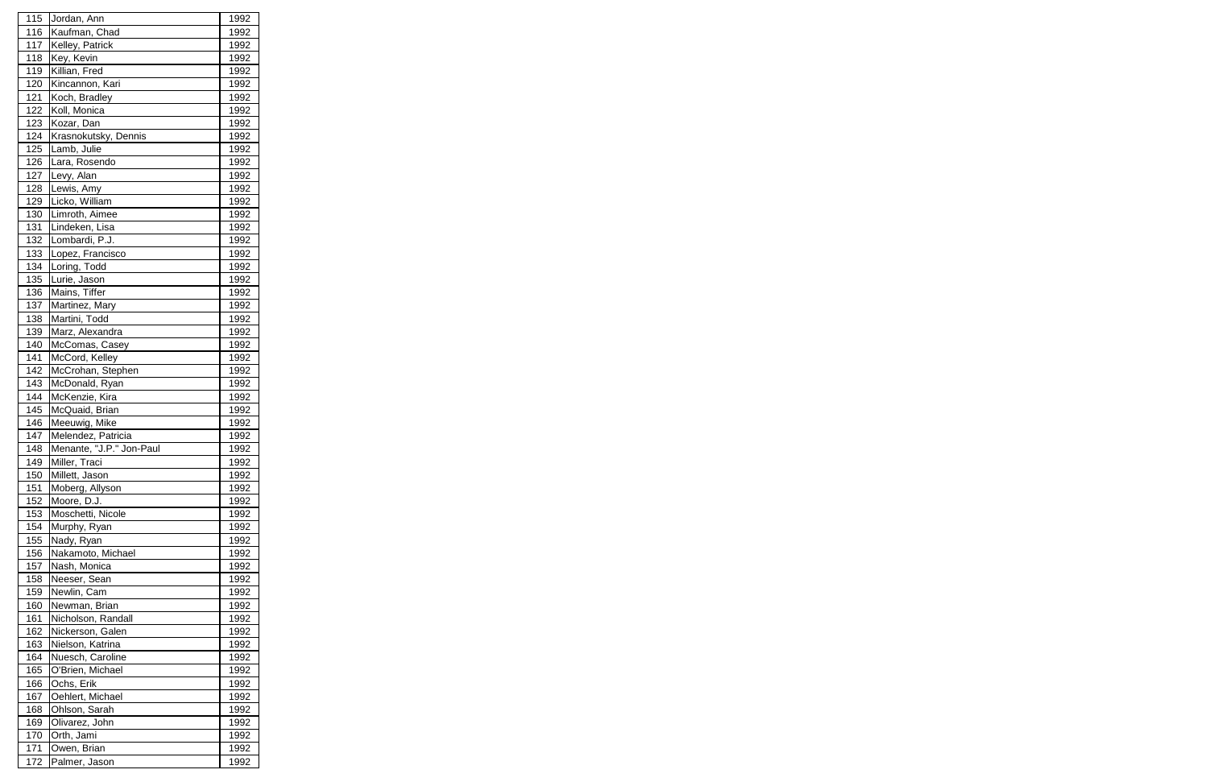| | | |
|---|---|---|
| 115 | Jordan, Ann | 1992 |
| 116 | Kaufman, Chad | 1992 |
| 117 | Kelley, Patrick | 1992 |
| 118 | Key, Kevin | 1992 |
| 119 | Killian, Fred | 1992 |
| 120 | Kincannon, Kari | 1992 |
| 121 | Koch, Bradley | 1992 |
| 122 | Koll, Monica | 1992 |
| 123 | Kozar, Dan | 1992 |
| 124 | Krasnokutsky, Dennis | 1992 |
| 125 | Lamb, Julie | 1992 |
| 126 | Lara, Rosendo | 1992 |
| 127 | Levy, Alan | 1992 |
| 128 | Lewis, Amy | 1992 |
| 129 | Licko, William | 1992 |
| 130 | Limroth, Aimee | 1992 |
| 131 | Lindeken, Lisa | 1992 |
| 132 | Lombardi, P.J. | 1992 |
| 133 | Lopez, Francisco | 1992 |
| 134 | Loring, Todd | 1992 |
| 135 | Lurie, Jason | 1992 |
| 136 | Mains, Tiffer | 1992 |
| 137 | Martinez, Mary | 1992 |
| 138 | Martini, Todd | 1992 |
| 139 | Marz, Alexandra | 1992 |
| 140 | McComas, Casey | 1992 |
| 141 | McCord, Kelley | 1992 |
| 142 | McCrohan, Stephen | 1992 |
| 143 | McDonald, Ryan | 1992 |
| 144 | McKenzie, Kira | 1992 |
| 145 | McQuaid, Brian | 1992 |
| 146 | Meeuwig, Mike | 1992 |
| 147 | Melendez, Patricia | 1992 |
| 148 | Menante, "J.P." Jon-Paul | 1992 |
| 149 | Miller, Traci | 1992 |
| 150 | Millett, Jason | 1992 |
| 151 | Moberg, Allyson | 1992 |
| 152 | Moore, D.J. | 1992 |
| 153 | Moschetti, Nicole | 1992 |
| 154 | Murphy, Ryan | 1992 |
| 155 | Nady, Ryan | 1992 |
| 156 | Nakamoto, Michael | 1992 |
| 157 | Nash, Monica | 1992 |
| 158 | Neeser, Sean | 1992 |
| 159 | Newlin, Cam | 1992 |
| 160 | Newman, Brian | 1992 |
| 161 | Nicholson, Randall | 1992 |
| 162 | Nickerson, Galen | 1992 |
| 163 | Nielson, Katrina | 1992 |
| 164 | Nuesch, Caroline | 1992 |
| 165 | O'Brien, Michael | 1992 |
| 166 | Ochs, Erik | 1992 |
| 167 | Oehlert, Michael | 1992 |
| 168 | Ohlson, Sarah | 1992 |
| 169 | Olivarez, John | 1992 |
| 170 | Orth, Jami | 1992 |
| 171 | Owen, Brian | 1992 |
| 172 | Palmer, Jason | 1992 |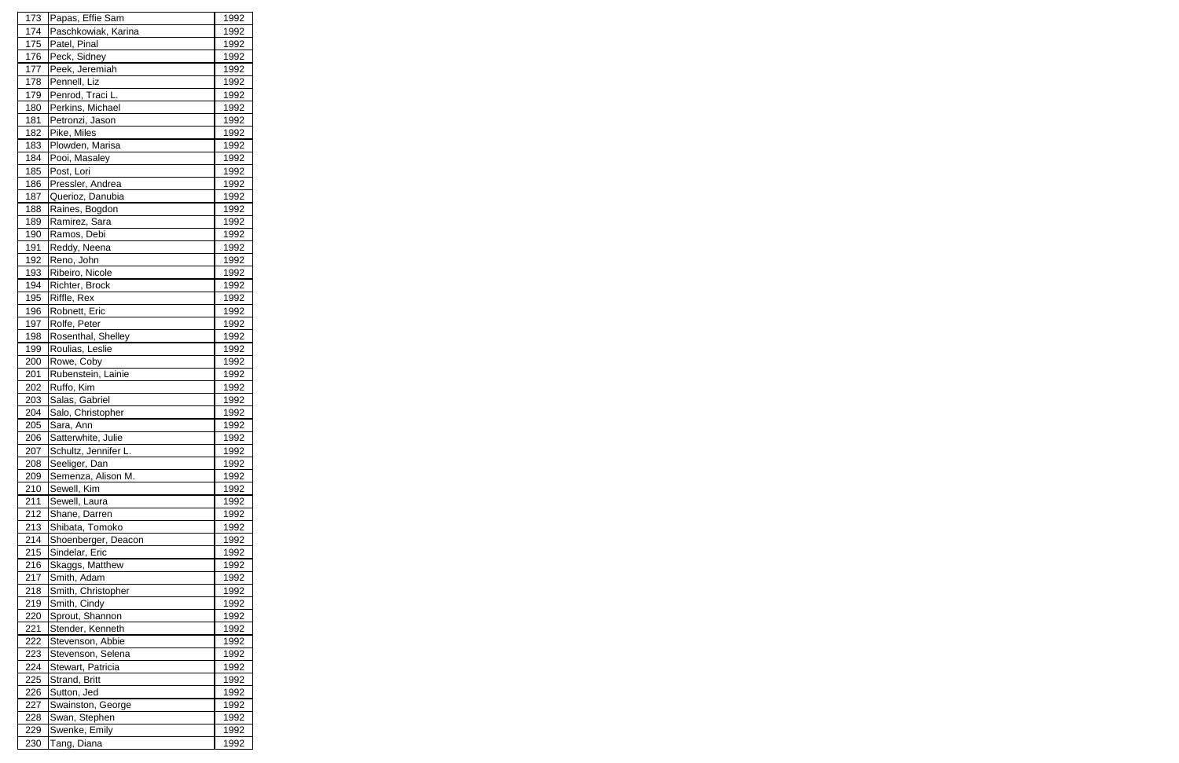| | | |
|---|---|---|
| 173 | Papas, Effie Sam | 1992 |
| 174 | Paschkowiak, Karina | 1992 |
| 175 | Patel, Pinal | 1992 |
| 176 | Peck, Sidney | 1992 |
| 177 | Peek, Jeremiah | 1992 |
| 178 | Pennell, Liz | 1992 |
| 179 | Penrod, Traci L. | 1992 |
| 180 | Perkins, Michael | 1992 |
| 181 | Petronzi, Jason | 1992 |
| 182 | Pike, Miles | 1992 |
| 183 | Plowden, Marisa | 1992 |
| 184 | Pooi, Masaley | 1992 |
| 185 | Post, Lori | 1992 |
| 186 | Pressler, Andrea | 1992 |
| 187 | Querioz, Danubia | 1992 |
| 188 | Raines, Bogdon | 1992 |
| 189 | Ramirez, Sara | 1992 |
| 190 | Ramos, Debi | 1992 |
| 191 | Reddy, Neena | 1992 |
| 192 | Reno, John | 1992 |
| 193 | Ribeiro, Nicole | 1992 |
| 194 | Richter, Brock | 1992 |
| 195 | Riffle, Rex | 1992 |
| 196 | Robnett, Eric | 1992 |
| 197 | Rolfe, Peter | 1992 |
| 198 | Rosenthal, Shelley | 1992 |
| 199 | Roulias, Leslie | 1992 |
| 200 | Rowe, Coby | 1992 |
| 201 | Rubenstein, Lainie | 1992 |
| 202 | Ruffo, Kim | 1992 |
| 203 | Salas, Gabriel | 1992 |
| 204 | Salo, Christopher | 1992 |
| 205 | Sara, Ann | 1992 |
| 206 | Satterwhite, Julie | 1992 |
| 207 | Schultz, Jennifer L. | 1992 |
| 208 | Seeliger, Dan | 1992 |
| 209 | Semenza, Alison M. | 1992 |
| 210 | Sewell, Kim | 1992 |
| 211 | Sewell, Laura | 1992 |
| 212 | Shane, Darren | 1992 |
| 213 | Shibata, Tomoko | 1992 |
| 214 | Shoenberger, Deacon | 1992 |
| 215 | Sindelar, Eric | 1992 |
| 216 | Skaggs, Matthew | 1992 |
| 217 | Smith, Adam | 1992 |
| 218 | Smith, Christopher | 1992 |
| 219 | Smith, Cindy | 1992 |
| 220 | Sprout, Shannon | 1992 |
| 221 | Stender, Kenneth | 1992 |
| 222 | Stevenson, Abbie | 1992 |
| 223 | Stevenson, Selena | 1992 |
| 224 | Stewart, Patricia | 1992 |
| 225 | Strand, Britt | 1992 |
| 226 | Sutton, Jed | 1992 |
| 227 | Swainston, George | 1992 |
| 228 | Swan, Stephen | 1992 |
| 229 | Swenke, Emily | 1992 |
| 230 | Tang, Diana | 1992 |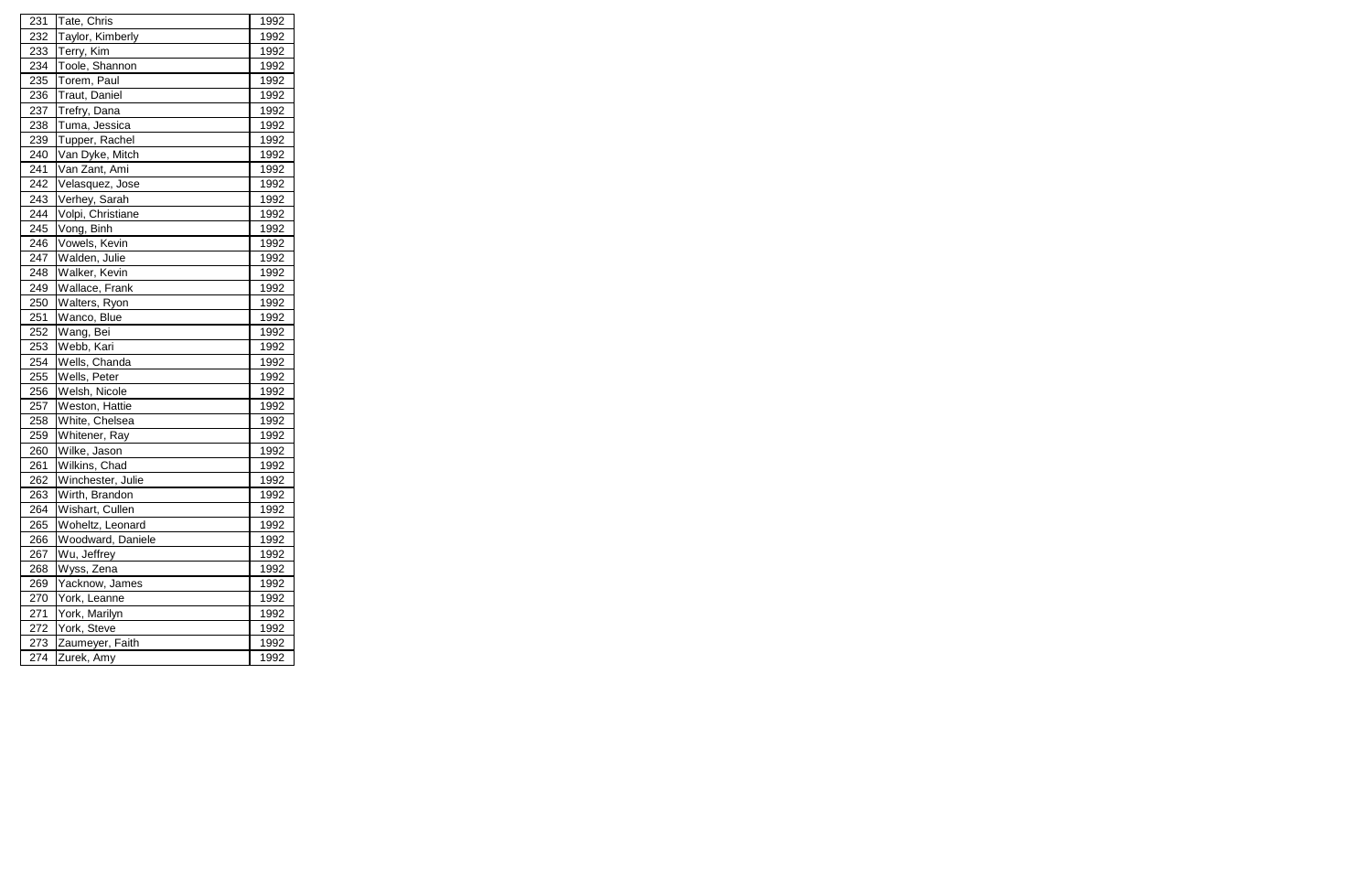| | | |
|---|---|---|
| 231 | Tate, Chris | 1992 |
| 232 | Taylor, Kimberly | 1992 |
| 233 | Terry, Kim | 1992 |
| 234 | Toole, Shannon | 1992 |
| 235 | Torem, Paul | 1992 |
| 236 | Traut, Daniel | 1992 |
| 237 | Trefry, Dana | 1992 |
| 238 | Tuma, Jessica | 1992 |
| 239 | Tupper, Rachel | 1992 |
| 240 | Van Dyke, Mitch | 1992 |
| 241 | Van Zant, Ami | 1992 |
| 242 | Velasquez, Jose | 1992 |
| 243 | Verhey, Sarah | 1992 |
| 244 | Volpi, Christiane | 1992 |
| 245 | Vong, Binh | 1992 |
| 246 | Vowels, Kevin | 1992 |
| 247 | Walden, Julie | 1992 |
| 248 | Walker, Kevin | 1992 |
| 249 | Wallace, Frank | 1992 |
| 250 | Walters, Ryon | 1992 |
| 251 | Wanco, Blue | 1992 |
| 252 | Wang, Bei | 1992 |
| 253 | Webb, Kari | 1992 |
| 254 | Wells, Chanda | 1992 |
| 255 | Wells, Peter | 1992 |
| 256 | Welsh, Nicole | 1992 |
| 257 | Weston, Hattie | 1992 |
| 258 | White, Chelsea | 1992 |
| 259 | Whitener, Ray | 1992 |
| 260 | Wilke, Jason | 1992 |
| 261 | Wilkins, Chad | 1992 |
| 262 | Winchester, Julie | 1992 |
| 263 | Wirth, Brandon | 1992 |
| 264 | Wishart, Cullen | 1992 |
| 265 | Woheltz, Leonard | 1992 |
| 266 | Woodward, Daniele | 1992 |
| 267 | Wu, Jeffrey | 1992 |
| 268 | Wyss, Zena | 1992 |
| 269 | Yacknow, James | 1992 |
| 270 | York, Leanne | 1992 |
| 271 | York, Marilyn | 1992 |
| 272 | York, Steve | 1992 |
| 273 | Zaumeyer, Faith | 1992 |
| 274 | Zurek, Amy | 1992 |